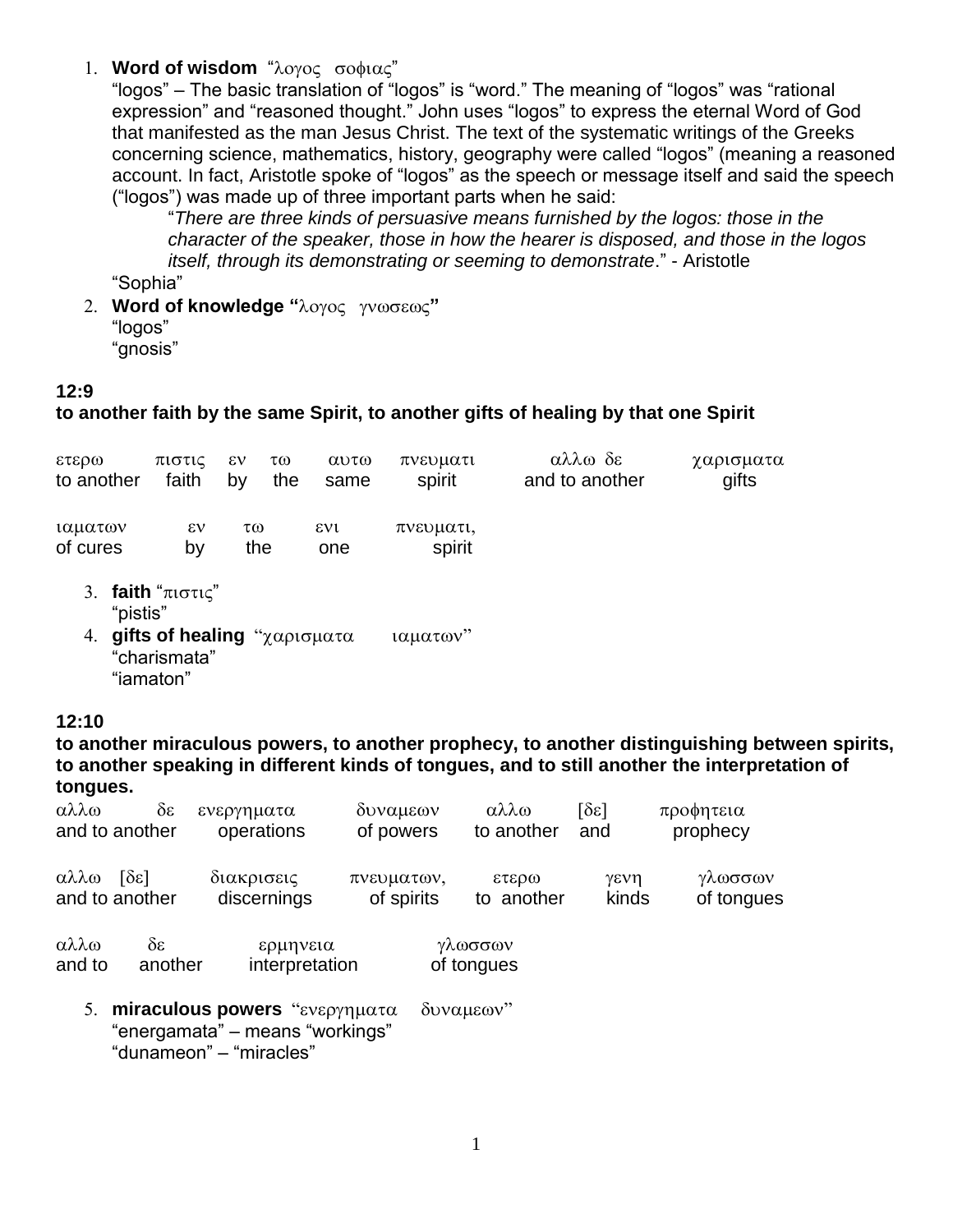1. **Word of wisdom** "λογος σοφιας"
   "logos" – The basic translation of "logos" is "word." The meaning of "logos" was "rational expression" and "reasoned thought." John uses "logos" to express the eternal Word of God that manifested as the man Jesus Christ. The text of the systematic writings of the Greeks concerning science, mathematics, history, geography were called "logos" (meaning a reasoned account. In fact, Aristotle spoke of "logos" as the speech or message itself and said the speech ("logos") was made up of three important parts when he said:

   > "*There are three kinds of persuasive means furnished by the logos: those in the character of the speaker, those in how the hearer is disposed, and those in the logos itself, through its demonstrating or seeming to demonstrate*." - Aristotle

   "Sophia"
2. **Word of knowledge "λογος γνωσεως"**
   "logos"
   "gnosis"

**12:9**
**to another faith by the same Spirit, to another gifts of healing by that one Spirit**

| ετερω | πιστις | εν | τω | αυτω | πνευματι | αλλω δε | χαρισματα |
|---|---|---|---|---|---|---|---|
| to another | faith | by | the | same | spirit | and to another | gifts |

| ιαματων | εν | τω | ενι | πνευματι, |
|---|---|---|---|---|
| of cures | by | the | one | spirit |

3. **faith** "πιστις"
   "pistis"
4. **gifts of healing** "χαρισματα ιαματων"
   "charismata"
   "iamaton"

**12:10**
**to another miraculous powers, to another prophecy, to another distinguishing between spirits, to another speaking in different kinds of tongues, and to still another the interpretation of tongues.**

| αλλω δε | ενεργηματα | δυναμεων | αλλω | [δε] | προφητεια |
|---|---|---|---|---|---|
| and to another | operations | of powers | to another | and | prophecy |

| αλλω [δε] | διακρισεις | πνευματων, | ετερω | γενη | γλωσσων |
|---|---|---|---|---|---|
| and to another | discernings | of spirits | to another | kinds | of tongues |

| αλλω | δε | ερμηνεια | γλωσσων |
|---|---|---|---|
| and to | another | interpretation | of tongues |

5. **miraculous powers** "ενεργηματα δυναμεων"
   "energamata" – means "workings"
   "dunameon" – "miracles"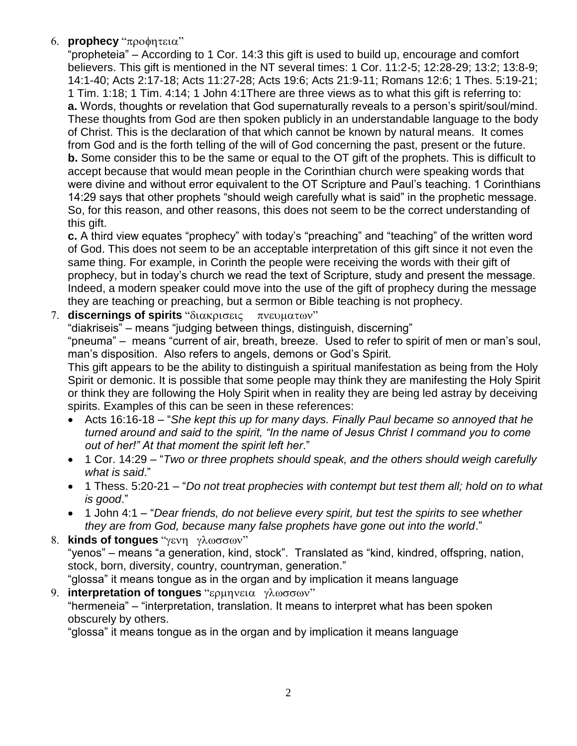6. **prophecy** "προφητεια"

   "propheteia" – According to 1 Cor. 14:3 this gift is used to build up, encourage and comfort believers. This gift is mentioned in the NT several times: 1 Cor. 11:2-5; 12:28-29; 13:2; 13:8-9; 14:1-40; Acts 2:17-18; Acts 11:27-28; Acts 19:6; Acts 21:9-11; Romans 12:6; 1 Thes. 5:19-21; 1 Tim. 1:18; 1 Tim. 4:14; 1 John 4:1There are three views as to what this gift is referring to:

   **a.** Words, thoughts or revelation that God supernaturally reveals to a person's spirit/soul/mind. These thoughts from God are then spoken publicly in an understandable language to the body of Christ. This is the declaration of that which cannot be known by natural means. It comes from God and is the forth telling of the will of God concerning the past, present or the future.

   **b.** Some consider this to be the same or equal to the OT gift of the prophets. This is difficult to accept because that would mean people in the Corinthian church were speaking words that were divine and without error equivalent to the OT Scripture and Paul's teaching. 1 Corinthians 14:29 says that other prophets "should weigh carefully what is said" in the prophetic message. So, for this reason, and other reasons, this does not seem to be the correct understanding of this gift.

   **c.** A third view equates "prophecy" with today's "preaching" and "teaching" of the written word of God. This does not seem to be an acceptable interpretation of this gift since it not even the same thing. For example, in Corinth the people were receiving the words with their gift of prophecy, but in today's church we read the text of Scripture, study and present the message. Indeed, a modern speaker could move into the use of the gift of prophecy during the message they are teaching or preaching, but a sermon or Bible teaching is not prophecy.

7. **discernings of spirits** "διακρισεις πνευματων"

   "diakriseis" – means "judging between things, distinguish, discerning"

   "pneuma" – means "current of air, breath, breeze. Used to refer to spirit of men or man's soul, man's disposition. Also refers to angels, demons or God's Spirit.

   This gift appears to be the ability to distinguish a spiritual manifestation as being from the Holy Spirit or demonic. It is possible that some people may think they are manifesting the Holy Spirit or think they are following the Holy Spirit when in reality they are being led astray by deceiving spirits. Examples of this can be seen in these references:

   - Acts 16:16-18 – "*She kept this up for many days. Finally Paul became so annoyed that he turned around and said to the spirit, "In the name of Jesus Christ I command you to come out of her!" At that moment the spirit left her*."
   - 1 Cor. 14:29 – "*Two or three prophets should speak, and the others should weigh carefully what is said*."
   - 1 Thess. 5:20-21 – "*Do not treat prophecies with contempt but test them all; hold on to what is good*."
   - 1 John 4:1 – "*Dear friends, do not believe every spirit, but test the spirits to see whether they are from God, because many false prophets have gone out into the world*."

8. **kinds of tongues** "γενη γλωσσων"

   "yenos" – means "a generation, kind, stock". Translated as "kind, kindred, offspring, nation, stock, born, diversity, country, countryman, generation."

   "glossa" it means tongue as in the organ and by implication it means language

9. **interpretation of tongues** "ερμηνεια γλωσσων"

   "hermeneia" – "interpretation, translation. It means to interpret what has been spoken obscurely by others.

   "glossa" it means tongue as in the organ and by implication it means language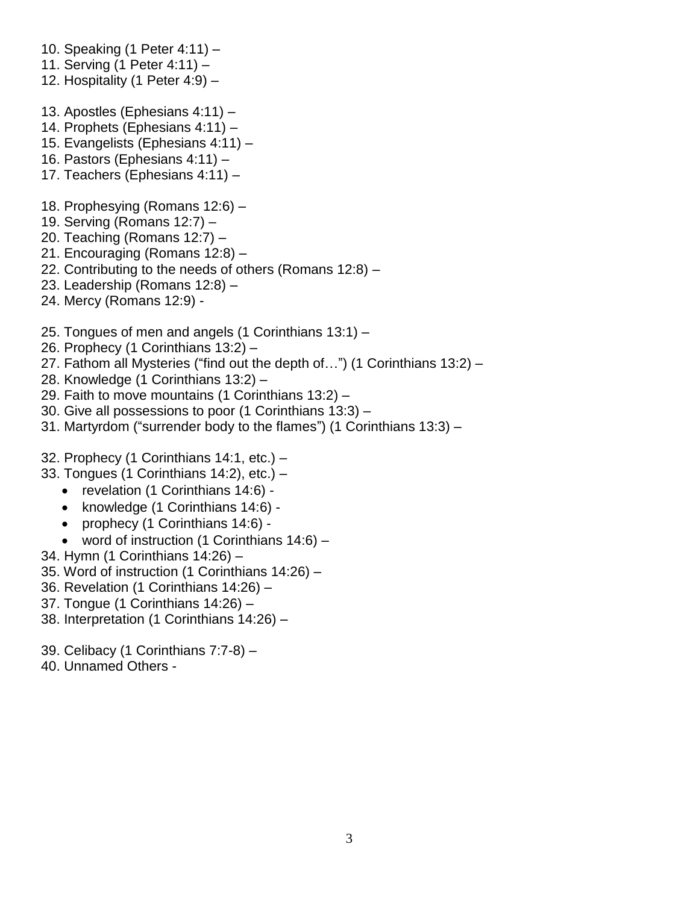10. Speaking (1 Peter 4:11) –
11. Serving (1 Peter 4:11) –
12. Hospitality (1 Peter 4:9) –

13. Apostles (Ephesians 4:11) –
14. Prophets (Ephesians 4:11) –
15. Evangelists (Ephesians 4:11) –
16. Pastors (Ephesians 4:11) –
17. Teachers (Ephesians 4:11) –

18. Prophesying (Romans 12:6) –
19. Serving (Romans 12:7) –
20. Teaching (Romans 12:7) –
21. Encouraging (Romans 12:8) –
22. Contributing to the needs of others (Romans 12:8) –
23. Leadership (Romans 12:8) –
24. Mercy (Romans 12:9) -

25. Tongues of men and angels (1 Corinthians 13:1) –
26. Prophecy (1 Corinthians 13:2) –
27. Fathom all Mysteries ("find out the depth of…") (1 Corinthians 13:2) –
28. Knowledge (1 Corinthians 13:2) –
29. Faith to move mountains (1 Corinthians 13:2) –
30. Give all possessions to poor (1 Corinthians 13:3) –
31. Martyrdom ("surrender body to the flames") (1 Corinthians 13:3) –

32. Prophecy (1 Corinthians 14:1, etc.) –
33. Tongues (1 Corinthians 14:2), etc.) –
    - revelation (1 Corinthians 14:6) -
    - knowledge (1 Corinthians 14:6) -
    - prophecy (1 Corinthians 14:6) -
    - word of instruction (1 Corinthians 14:6) –
34. Hymn (1 Corinthians 14:26) –
35. Word of instruction (1 Corinthians 14:26) –
36. Revelation (1 Corinthians 14:26) –
37. Tongue (1 Corinthians 14:26) –
38. Interpretation (1 Corinthians 14:26) –

39. Celibacy (1 Corinthians 7:7-8) –
40. Unnamed Others -